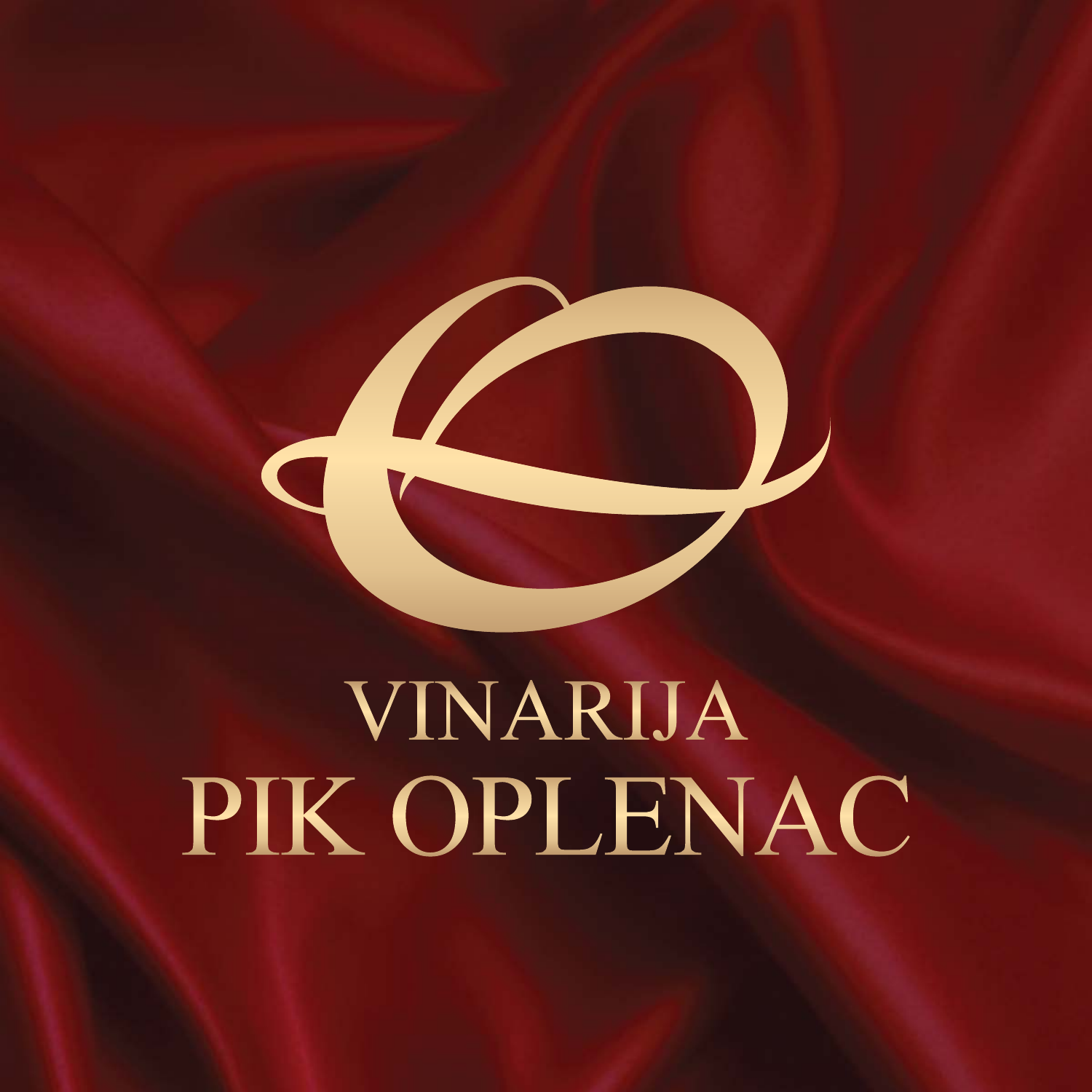# VINARIJA
# PIK OPLENAC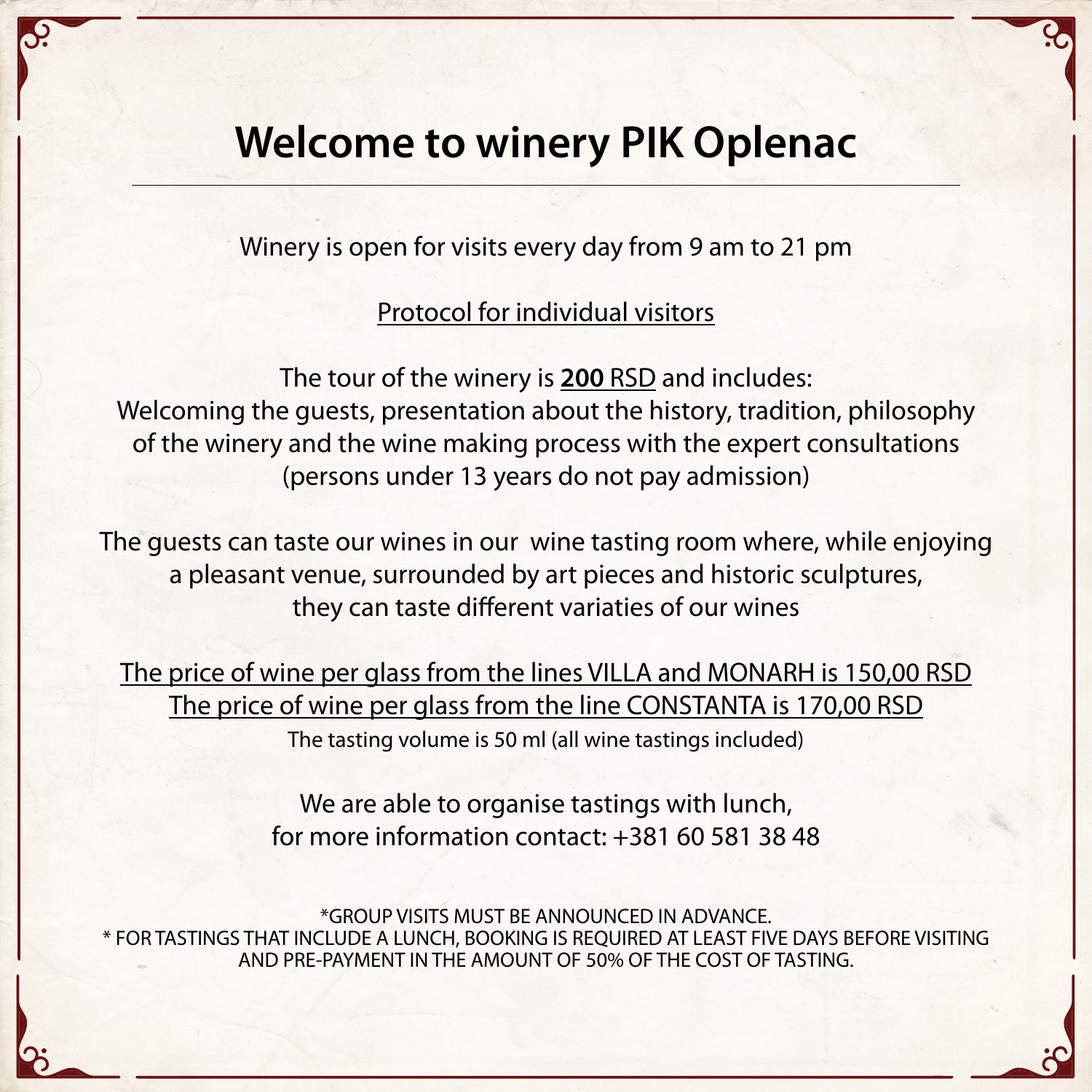# Welcome to winery PIK Oplenac

Winery is open for visits every day from 9 am to 21 pm

Protocol for individual visitors

The tour of the winery is **200** RSD and includes:
Welcoming the guests, presentation about the history, tradition, philosophy of the winery and the wine making process with the expert consultations (persons under 13 years do not pay admission)

The guests can taste our wines in our wine tasting room where, while enjoying a pleasant venue, surrounded by art pieces and historic sculptures, they can taste different variaties of our wines

The price of wine per glass from the lines VILLA and MONARH is 150,00 RSD
The price of wine per glass from the line CONSTANTA is 170,00 RSD
The tasting volume is 50 ml (all wine tastings included)

We are able to organise tastings with lunch,
for more information contact: +381 60 581 38 48

*GROUP VISITS MUST BE ANNOUNCED IN ADVANCE.
* FOR TASTINGS THAT INCLUDE A LUNCH, BOOKING IS REQUIRED AT LEAST FIVE DAYS BEFORE VISITING AND PRE-PAYMENT IN THE AMOUNT OF 50% OF THE COST OF TASTING.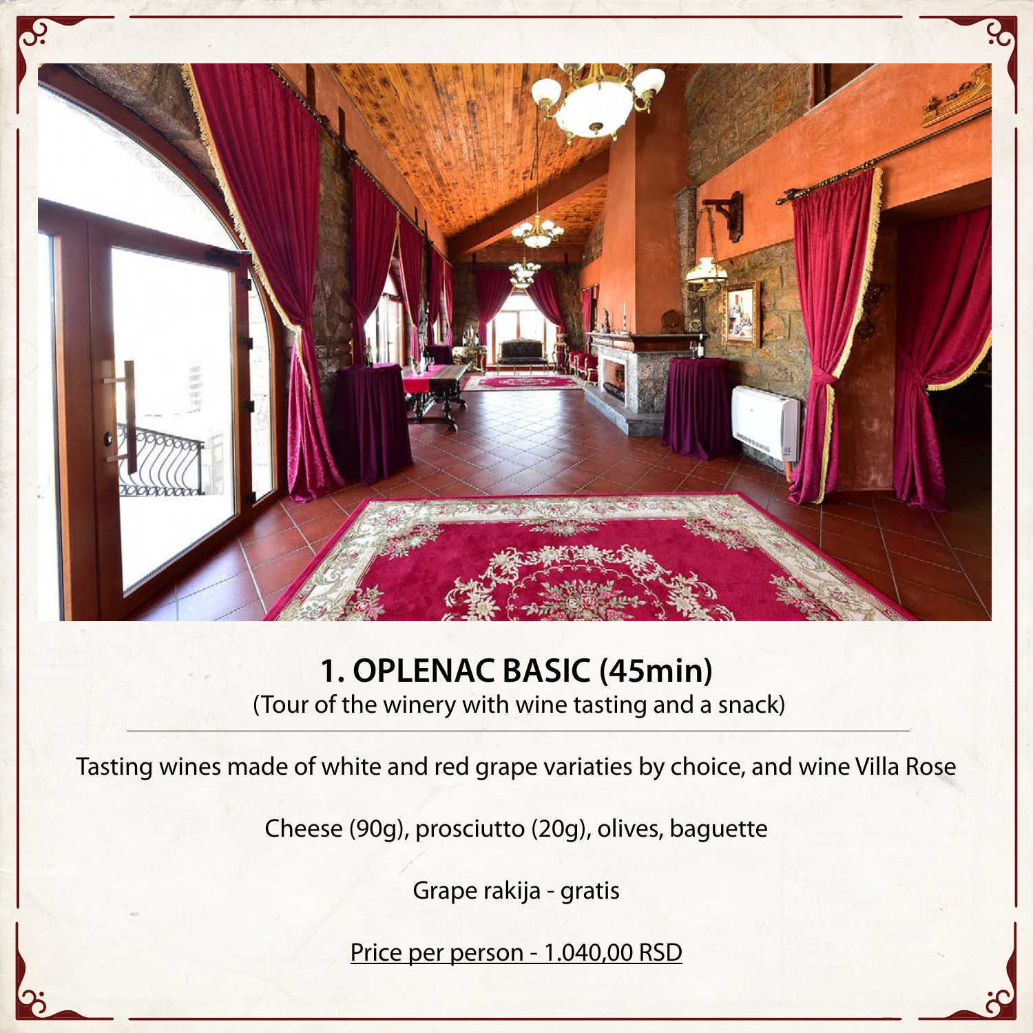# 1. OPLENAC BASIC (45min)

(Tour of the winery with wine tasting and a snack)

---

Tasting wines made of white and red grape variaties by choice, and wine Villa Rose

Cheese (90g), prosciutto (20g), olives, baguette

Grape rakija - gratis

Price per person - 1.040,00 RSD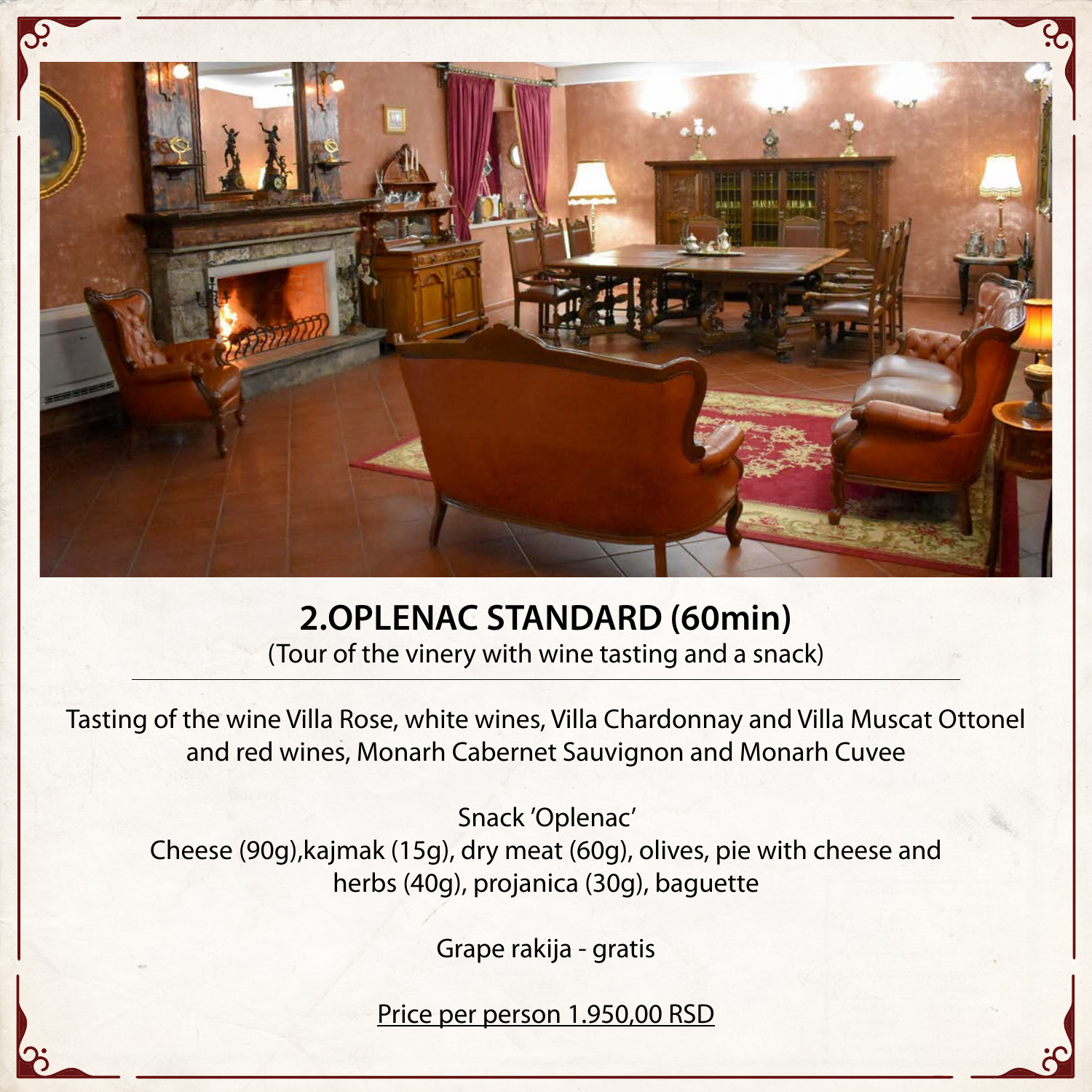## 2.OPLENAC STANDARD (60min)

(Tour of the vinery with wine tasting and a snack)

---

Tasting of the wine Villa Rose, white wines, Villa Chardonnay and Villa Muscat Ottonel and red wines, Monarh Cabernet Sauvignon and Monarh Cuvee

Snack 'Oplenac'

Cheese (90g),kajmak (15g), dry meat (60g), olives, pie with cheese and herbs (40g), projanica (30g), baguette

Grape rakija - gratis

Price per person 1.950,00 RSD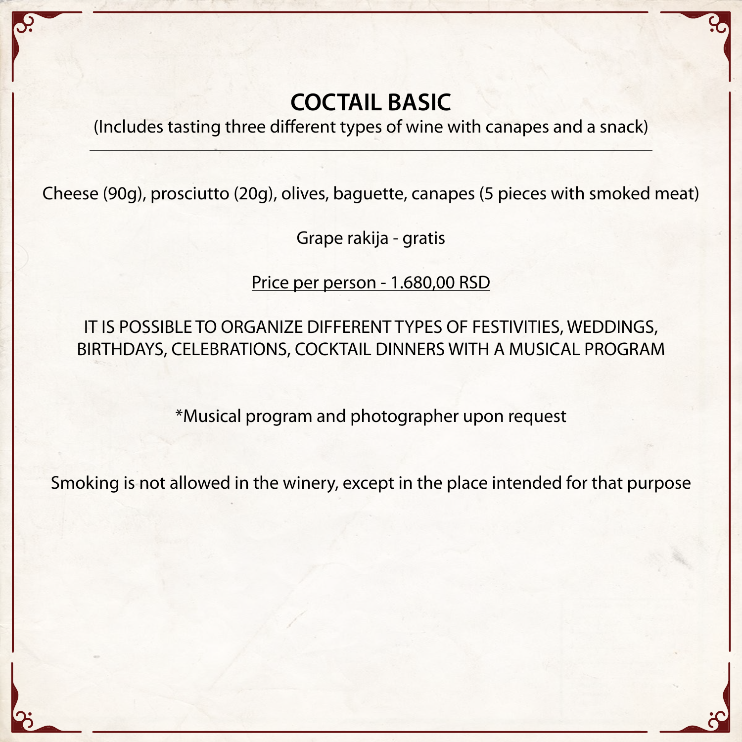# COCTAIL BASIC

(Includes tasting three different types of wine with canapes and a snack)

---

Cheese (90g), prosciutto (20g), olives, baguette, canapes (5 pieces with smoked meat)

Grape rakija - gratis

<u>Price per person - 1.680,00 RSD</u>

IT IS POSSIBLE TO ORGANIZE DIFFERENT TYPES OF FESTIVITIES, WEDDINGS, BIRTHDAYS, CELEBRATIONS, COCKTAIL DINNERS WITH A MUSICAL PROGRAM

*Musical program and photographer upon request

Smoking is not allowed in the winery, except in the place intended for that purpose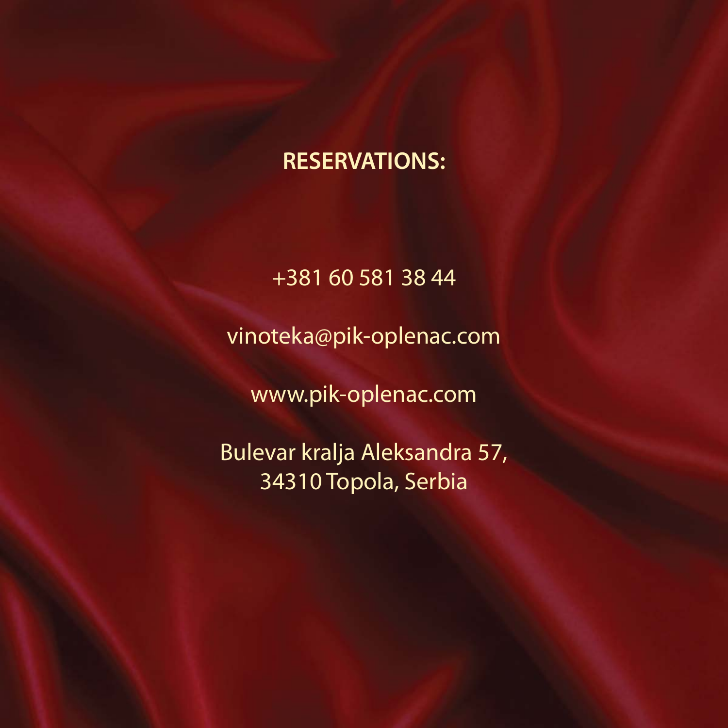**RESERVATIONS:**

+381 60 581 38 44

vinoteka@pik-oplenac.com

www.pik-oplenac.com

Bulevar kralja Aleksandra 57,
34310 Topola, Serbia